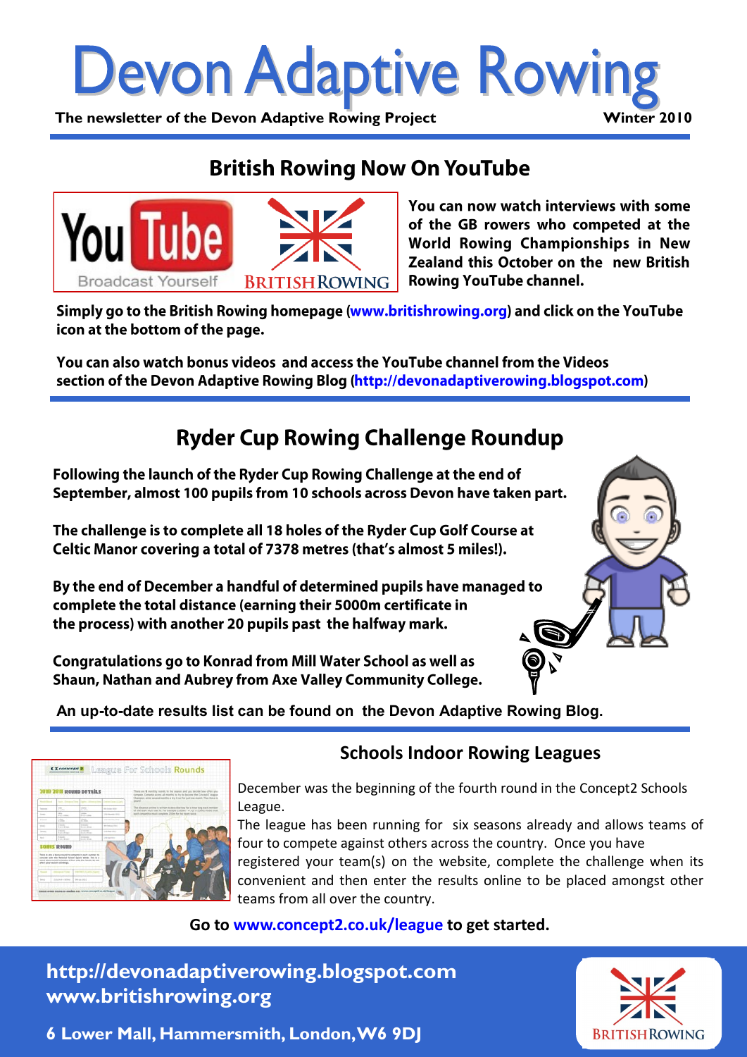# Devon Adaptive Rowing

**The newsletter of the Devon Adaptive Rowing Project** **Winter 2010**

## British Rowing Now On YouTube

**You can now watch interviews with some of the GB rowers who competed at the World Rowing Championships in New Zealand this October on the new British Rowing YouTube channel.**

**Simply go to the British Rowing homepage (www.britishrowing.org) and click on the YouTube icon at the bottom of the page.**

**You can also watch bonus videos and access the YouTube channel from the Videos section of the Devon Adaptive Rowing Blog (http://devonadaptiverowing.blogspot.com)**

## Ryder Cup Rowing Challenge Roundup

**Following the launch of the Ryder Cup Rowing Challenge at the end of September, almost 100 pupils from 10 schools across Devon have taken part.**

**The challenge is to complete all 18 holes of the Ryder Cup Golf Course at Celtic Manor covering a total of 7378 metres (that's almost 5 miles!).**

**By the end of December a handful of determined pupils have managed to complete the total distance (earning their 5000m certificate in the process) with another 20 pupils past the halfway mark.**

**Congratulations go to Konrad from Mill Water School as well as Shaun, Nathan and Aubrey from Axe Valley Community College.**

**An up-to-date results list can be found on the Devon Adaptive Rowing Blog.**

### Schools Indoor Rowing Leagues

December was the beginning of the fourth round in the Concept2 Schools League.

The league has been running for six seasons already and allows teams of four to compete against others across the country. Once you have registered your team(s) on the website, complete the challenge when its convenient and then enter the results online to be placed amongst other teams from all over the country.

**Go to www.concept2.co.uk/league to get started.**

**http://devonadaptiverowing.blogspot.com**
**www.britishrowing.org**

**6 Lower Mall, Hammersmith, London, W6 9DJ**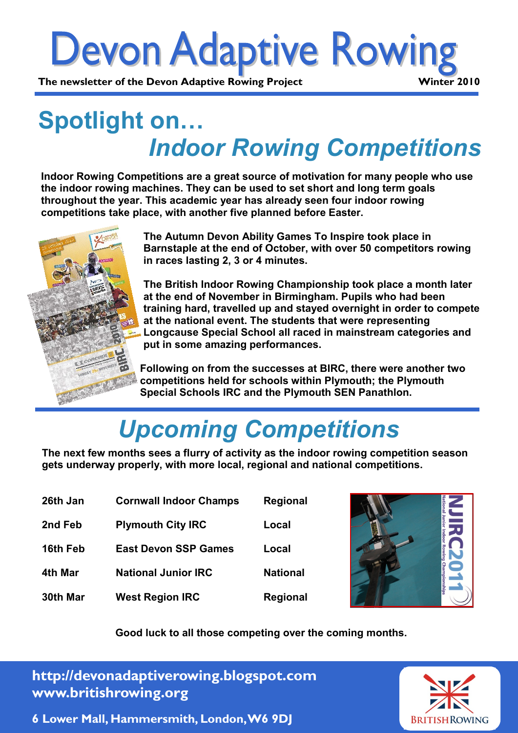# Devon Adaptive Rowing

**The newsletter of the Devon Adaptive Rowing Project** **Winter 2010**

## Spotlight on…

## *Indoor Rowing Competitions*

**Indoor Rowing Competitions are a great source of motivation for many people who use the indoor rowing machines. They can be used to set short and long term goals throughout the year. This academic year has already seen four indoor rowing competitions take place, with another five planned before Easter.**

**The Autumn Devon Ability Games To Inspire took place in Barnstaple at the end of October, with over 50 competitors rowing in races lasting 2, 3 or 4 minutes.**

**The British Indoor Rowing Championship took place a month later at the end of November in Birmingham. Pupils who had been training hard, travelled up and stayed overnight in order to compete at the national event. The students that were representing Longcause Special School all raced in mainstream categories and put in some amazing performances.**

**Following on from the successes at BIRC, there were another two competitions held for schools within Plymouth; the Plymouth Special Schools IRC and the Plymouth SEN Panathlon.**

## *Upcoming Competitions*

**The next few months sees a flurry of activity as the indoor rowing competition season gets underway properly, with more local, regional and national competitions.**

| | | |
|---|---|---|
| **26th Jan** | **Cornwall Indoor Champs** | **Regional** |
| **2nd Feb** | **Plymouth City IRC** | **Local** |
| **16th Feb** | **East Devon SSP Games** | **Local** |
| **4th Mar** | **National Junior IRC** | **National** |
| **30th Mar** | **West Region IRC** | **Regional** |

**Good luck to all those competing over the coming months.**

**http://devonadaptiverowing.blogspot.com**
**www.britishrowing.org**

**6 Lower Mall, Hammersmith, London, W6 9DJ**

BRITISH ROWING